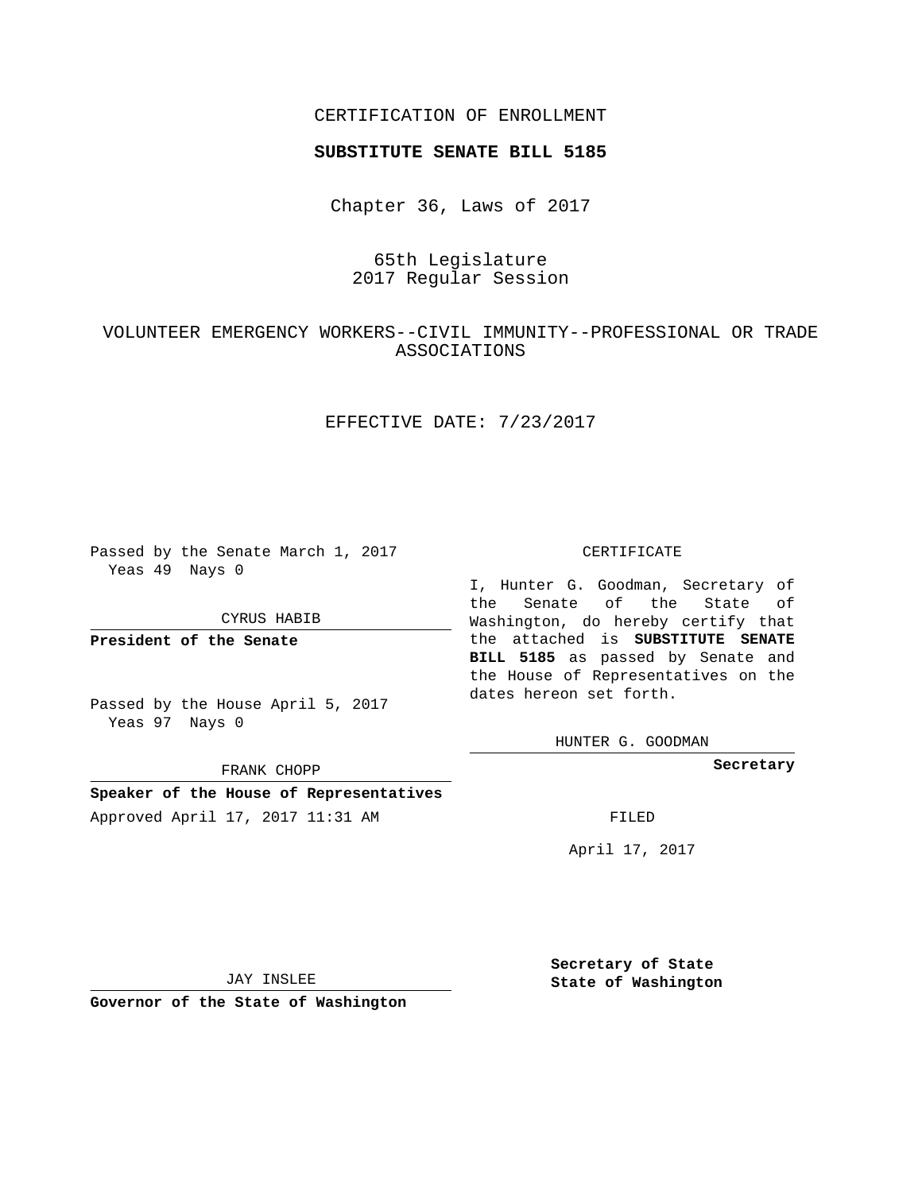CERTIFICATION OF ENROLLMENT

**SUBSTITUTE SENATE BILL 5185**

Chapter 36, Laws of 2017

65th Legislature
2017 Regular Session

VOLUNTEER EMERGENCY WORKERS--CIVIL IMMUNITY--PROFESSIONAL OR TRADE ASSOCIATIONS

EFFECTIVE DATE: 7/23/2017

Passed by the Senate March 1, 2017
Yeas 49 Nays 0

CYRUS HABIB

**President of the Senate**

Passed by the House April 5, 2017
Yeas 97 Nays 0

FRANK CHOPP

**Speaker of the House of Representatives**

Approved April 17, 2017 11:31 AM

JAY INSLEE

**Governor of the State of Washington**

CERTIFICATE

I, Hunter G. Goodman, Secretary of the Senate of the State of Washington, do hereby certify that the attached is **SUBSTITUTE SENATE BILL 5185** as passed by Senate and the House of Representatives on the dates hereon set forth.

HUNTER G. GOODMAN

**Secretary**

FILED

April 17, 2017

**Secretary of State**
**State of Washington**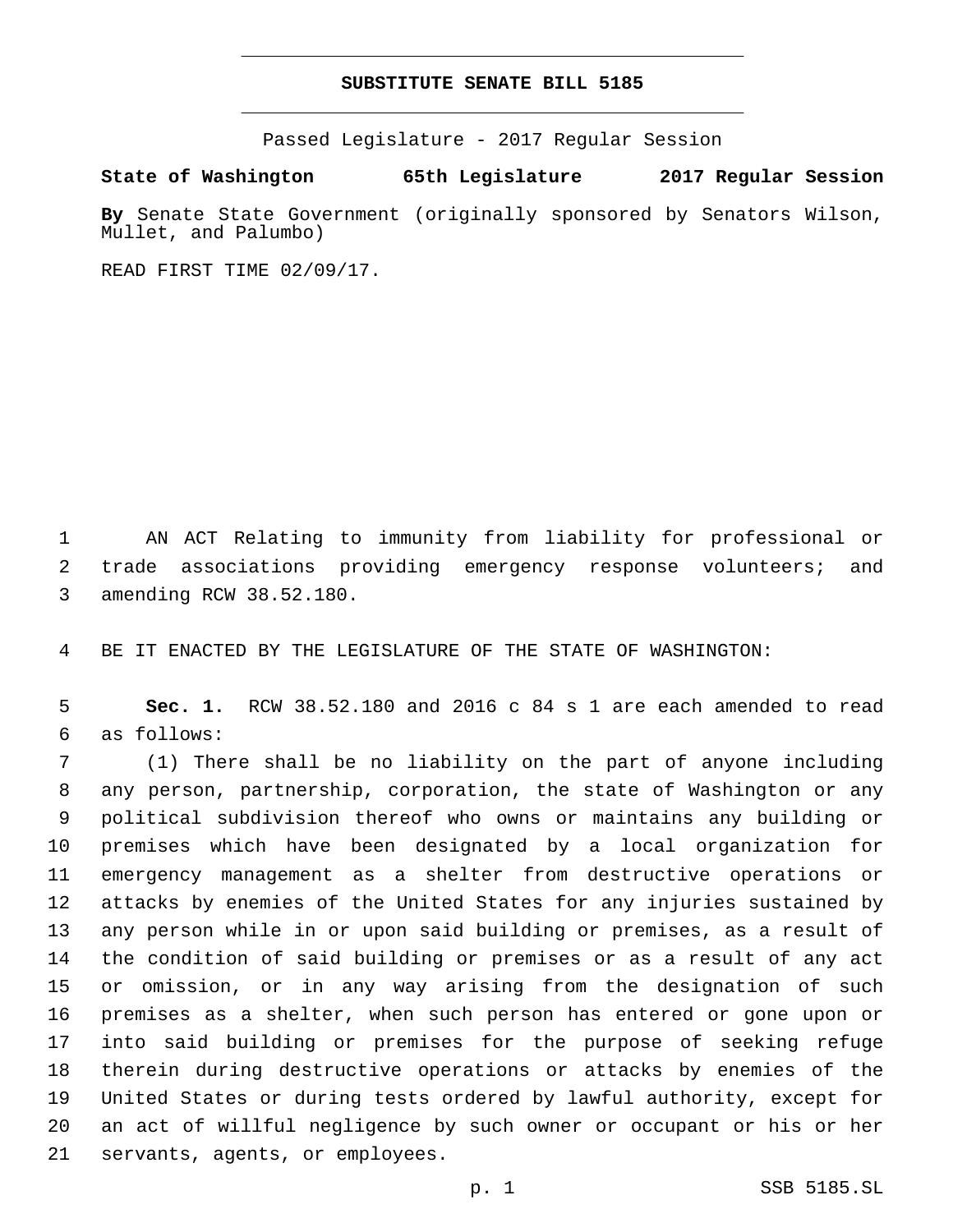# SUBSTITUTE SENATE BILL 5185

Passed Legislature - 2017 Regular Session

**State of Washington 65th Legislature 2017 Regular Session**

**By** Senate State Government (originally sponsored by Senators Wilson, Mullet, and Palumbo)

READ FIRST TIME 02/09/17.

AN ACT Relating to immunity from liability for professional or trade associations providing emergency response volunteers; and amending RCW 38.52.180.

BE IT ENACTED BY THE LEGISLATURE OF THE STATE OF WASHINGTON:

**Sec. 1.** RCW 38.52.180 and 2016 c 84 s 1 are each amended to read as follows:

(1) There shall be no liability on the part of anyone including any person, partnership, corporation, the state of Washington or any political subdivision thereof who owns or maintains any building or premises which have been designated by a local organization for emergency management as a shelter from destructive operations or attacks by enemies of the United States for any injuries sustained by any person while in or upon said building or premises, as a result of the condition of said building or premises or as a result of any act or omission, or in any way arising from the designation of such premises as a shelter, when such person has entered or gone upon or into said building or premises for the purpose of seeking refuge therein during destructive operations or attacks by enemies of the United States or during tests ordered by lawful authority, except for an act of willful negligence by such owner or occupant or his or her servants, agents, or employees.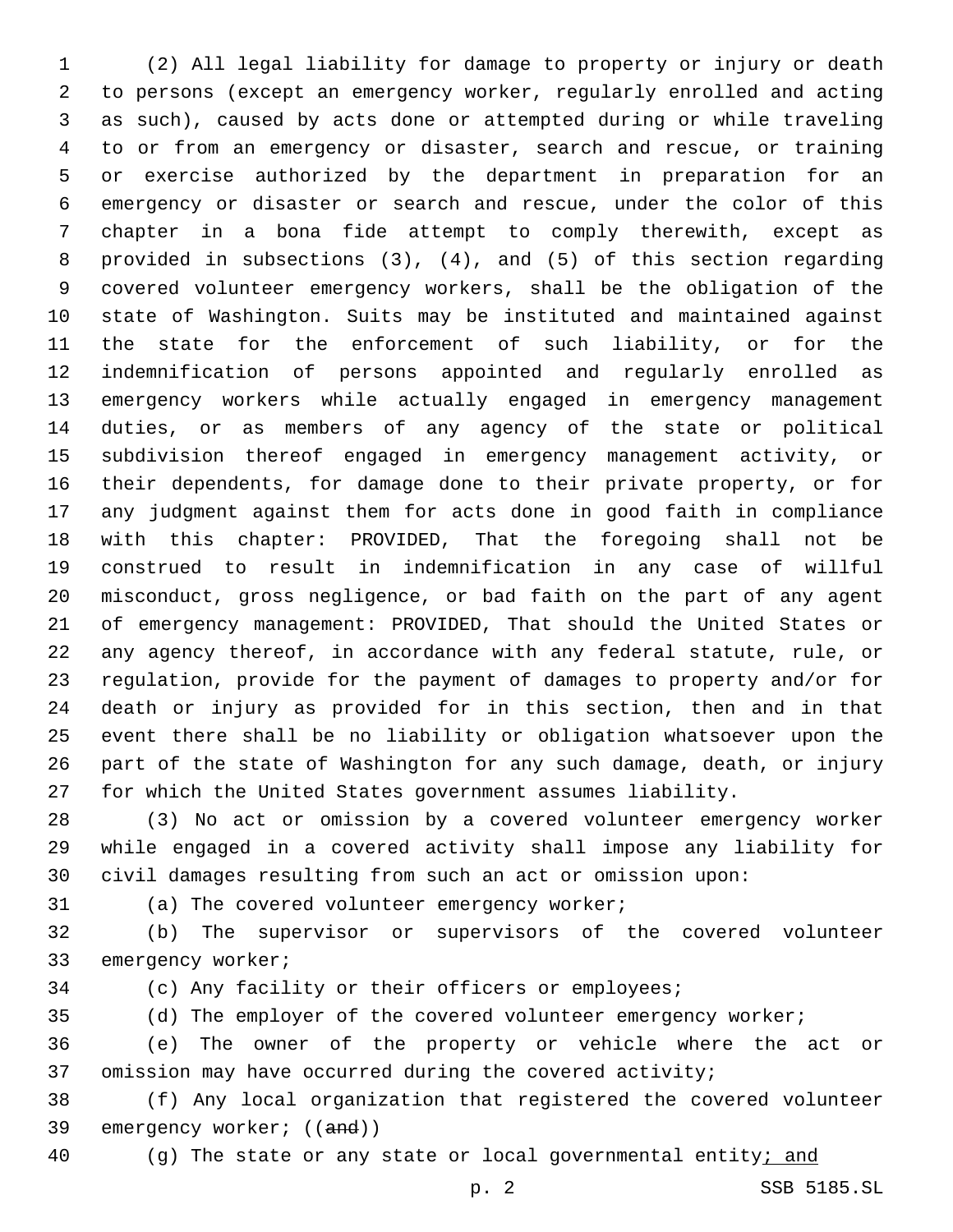(2) All legal liability for damage to property or injury or death to persons (except an emergency worker, regularly enrolled and acting as such), caused by acts done or attempted during or while traveling to or from an emergency or disaster, search and rescue, or training or exercise authorized by the department in preparation for an emergency or disaster or search and rescue, under the color of this chapter in a bona fide attempt to comply therewith, except as provided in subsections (3), (4), and (5) of this section regarding covered volunteer emergency workers, shall be the obligation of the state of Washington. Suits may be instituted and maintained against the state for the enforcement of such liability, or for the indemnification of persons appointed and regularly enrolled as emergency workers while actually engaged in emergency management duties, or as members of any agency of the state or political subdivision thereof engaged in emergency management activity, or their dependents, for damage done to their private property, or for any judgment against them for acts done in good faith in compliance with this chapter: PROVIDED, That the foregoing shall not be construed to result in indemnification in any case of willful misconduct, gross negligence, or bad faith on the part of any agent of emergency management: PROVIDED, That should the United States or any agency thereof, in accordance with any federal statute, rule, or regulation, provide for the payment of damages to property and/or for death or injury as provided for in this section, then and in that event there shall be no liability or obligation whatsoever upon the part of the state of Washington for any such damage, death, or injury for which the United States government assumes liability.

(3) No act or omission by a covered volunteer emergency worker while engaged in a covered activity shall impose any liability for civil damages resulting from such an act or omission upon:

(a) The covered volunteer emergency worker;

(b) The supervisor or supervisors of the covered volunteer emergency worker;

(c) Any facility or their officers or employees;

(d) The employer of the covered volunteer emergency worker;

(e) The owner of the property or vehicle where the act or omission may have occurred during the covered activity;

(f) Any local organization that registered the covered volunteer emergency worker; ((~~and~~))

(g) The state or any state or local governmental entity<u>; and</u>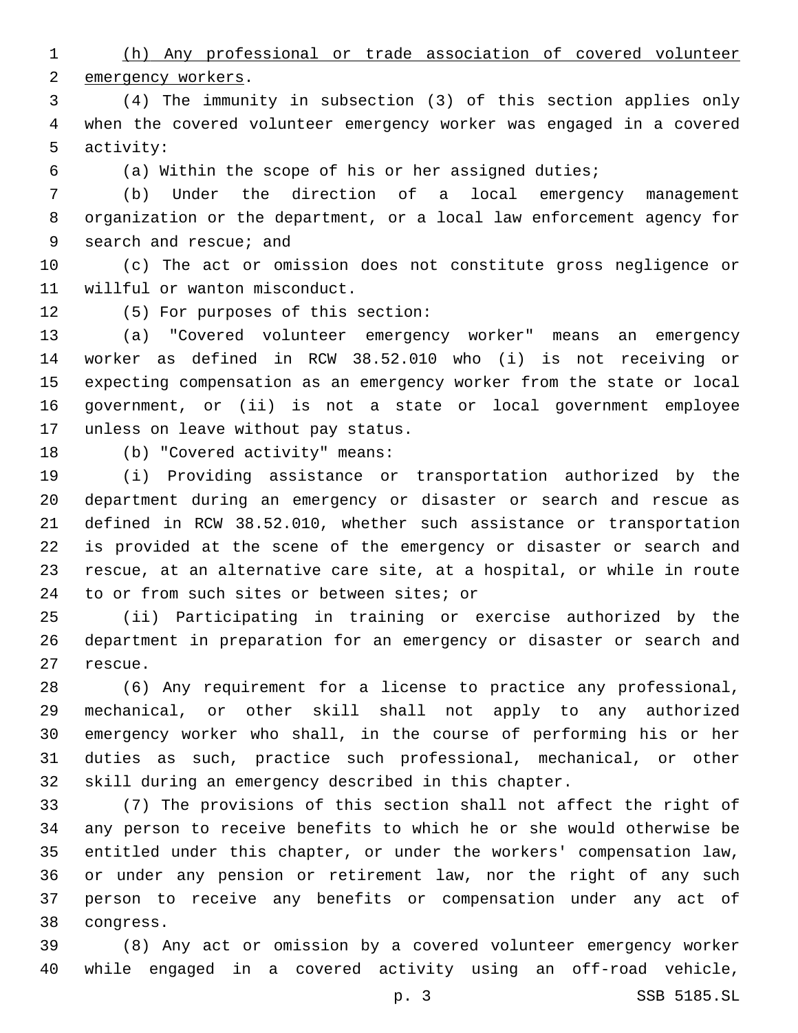(h) Any professional or trade association of covered volunteer emergency workers.

(4) The immunity in subsection (3) of this section applies only when the covered volunteer emergency worker was engaged in a covered activity:

(a) Within the scope of his or her assigned duties;

(b) Under the direction of a local emergency management organization or the department, or a local law enforcement agency for search and rescue; and

(c) The act or omission does not constitute gross negligence or willful or wanton misconduct.

(5) For purposes of this section:

(a) "Covered volunteer emergency worker" means an emergency worker as defined in RCW 38.52.010 who (i) is not receiving or expecting compensation as an emergency worker from the state or local government, or (ii) is not a state or local government employee unless on leave without pay status.

(b) "Covered activity" means:

(i) Providing assistance or transportation authorized by the department during an emergency or disaster or search and rescue as defined in RCW 38.52.010, whether such assistance or transportation is provided at the scene of the emergency or disaster or search and rescue, at an alternative care site, at a hospital, or while in route to or from such sites or between sites; or

(ii) Participating in training or exercise authorized by the department in preparation for an emergency or disaster or search and rescue.

(6) Any requirement for a license to practice any professional, mechanical, or other skill shall not apply to any authorized emergency worker who shall, in the course of performing his or her duties as such, practice such professional, mechanical, or other skill during an emergency described in this chapter.

(7) The provisions of this section shall not affect the right of any person to receive benefits to which he or she would otherwise be entitled under this chapter, or under the workers' compensation law, or under any pension or retirement law, nor the right of any such person to receive any benefits or compensation under any act of congress.

(8) Any act or omission by a covered volunteer emergency worker while engaged in a covered activity using an off-road vehicle,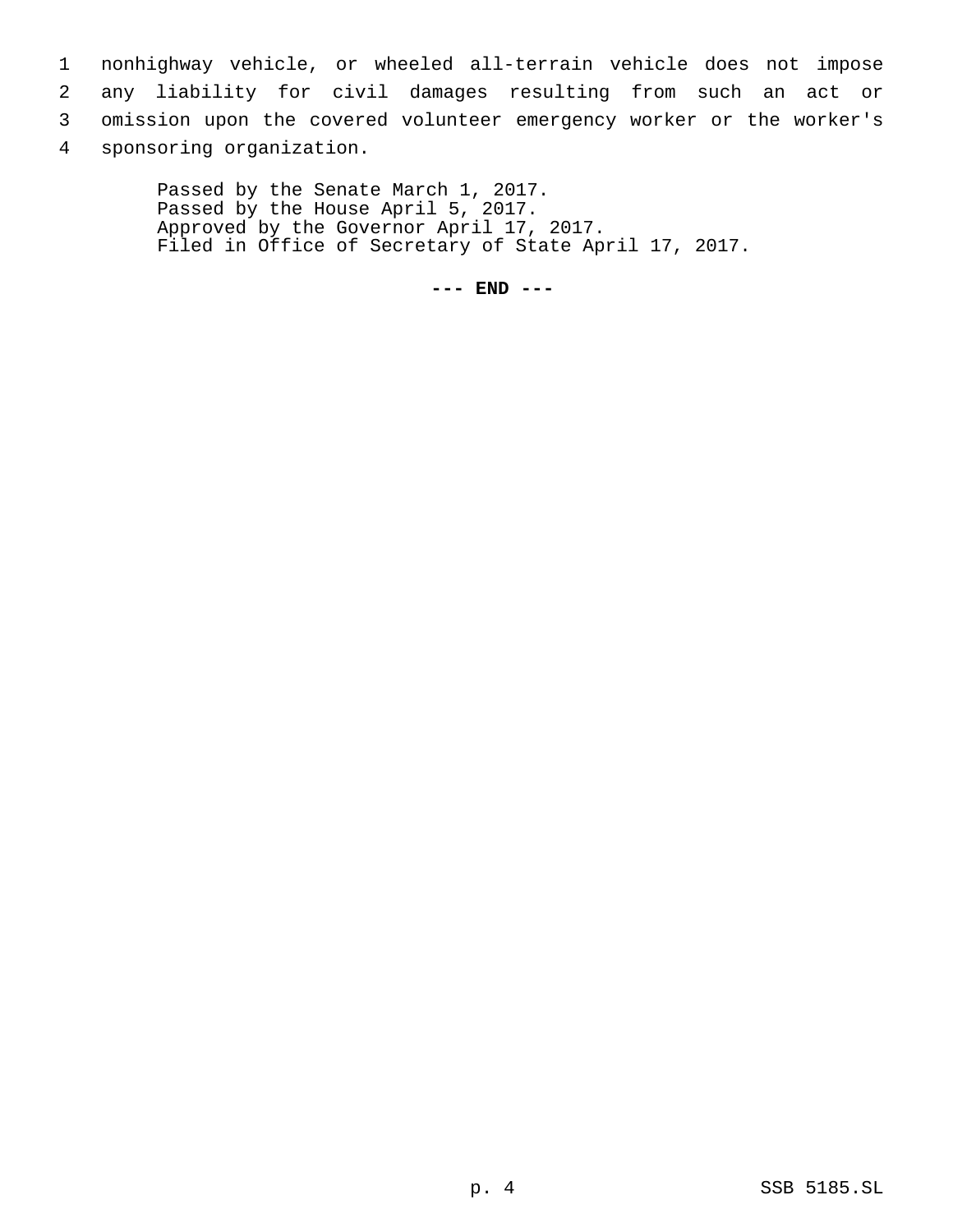nonhighway vehicle, or wheeled all-terrain vehicle does not impose any liability for civil damages resulting from such an act or omission upon the covered volunteer emergency worker or the worker's sponsoring organization.

Passed by the Senate March 1, 2017.
Passed by the House April 5, 2017.
Approved by the Governor April 17, 2017.
Filed in Office of Secretary of State April 17, 2017.

**--- END ---**